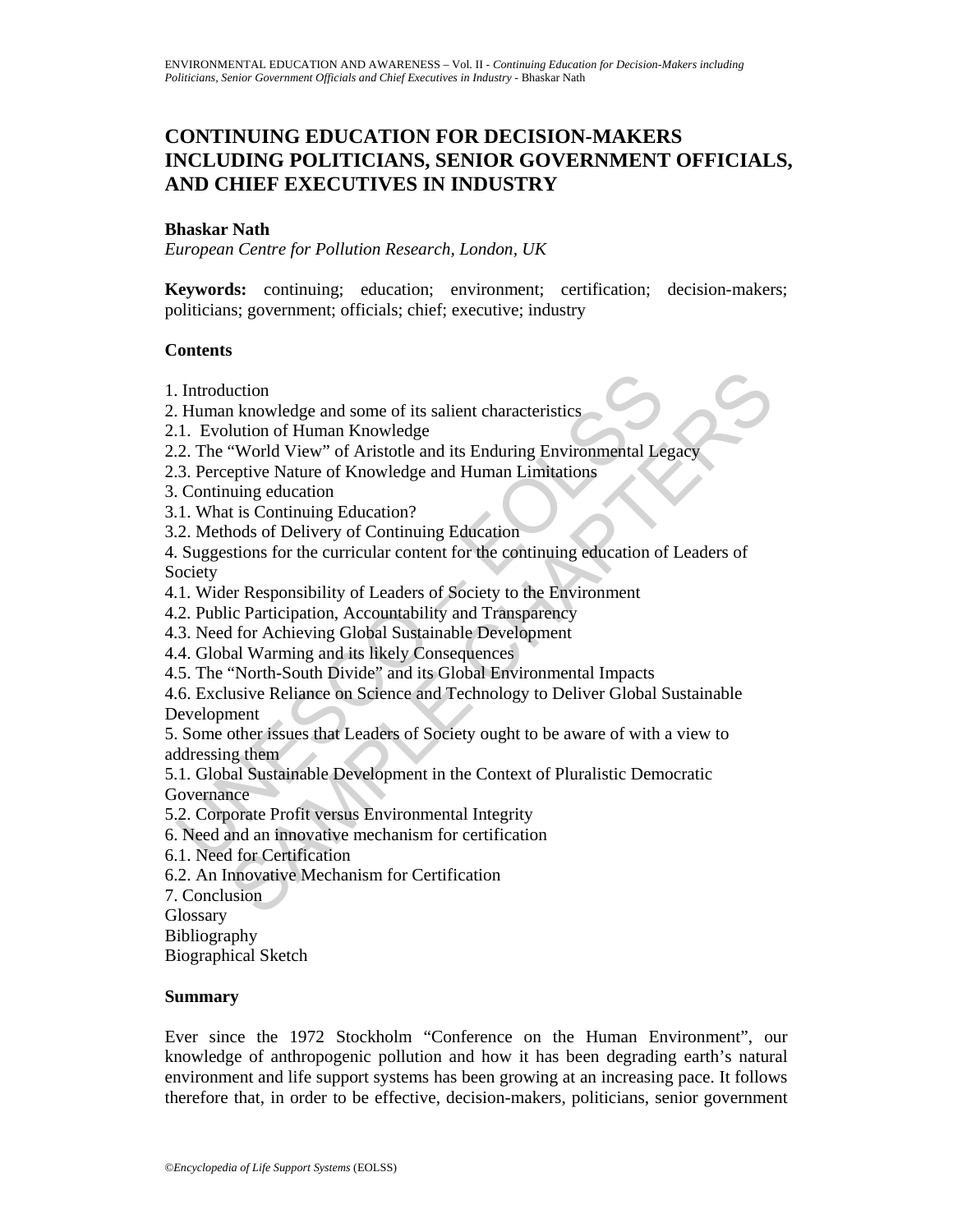# CONTINUING EDUCATION FOR DECISION-MAKERS INCLUDING POLITICIANS, SENIOR GOVERNMENT OFFICIALS, AND CHIEF EXECUTIVES IN INDUSTRY

**Bhaskar Nath**

*European Centre for Pollution Research, London, UK*

**Keywords:** continuing; education; environment; certification; decision-makers; politicians; government; officials; chief; executive; industry

## Contents

1. Introduction
2. Human knowledge and some of its salient characteristics
2.1. Evolution of Human Knowledge
2.2. The "World View" of Aristotle and its Enduring Environmental Legacy
2.3. Perceptive Nature of Knowledge and Human Limitations
3. Continuing education
3.1. What is Continuing Education?
3.2. Methods of Delivery of Continuing Education
4. Suggestions for the curricular content for the continuing education of Leaders of Society
4.1. Wider Responsibility of Leaders of Society to the Environment
4.2. Public Participation, Accountability and Transparency
4.3. Need for Achieving Global Sustainable Development
4.4. Global Warming and its likely Consequences
4.5. The "North-South Divide" and its Global Environmental Impacts
4.6. Exclusive Reliance on Science and Technology to Deliver Global Sustainable Development
5. Some other issues that Leaders of Society ought to be aware of with a view to addressing them
5.1. Global Sustainable Development in the Context of Pluralistic Democratic Governance
5.2. Corporate Profit versus Environmental Integrity
6. Need and an innovative mechanism for certification
6.1. Need for Certification
6.2. An Innovative Mechanism for Certification
7. Conclusion
Glossary
Bibliography
Biographical Sketch

## Summary

Ever since the 1972 Stockholm "Conference on the Human Environment", our knowledge of anthropogenic pollution and how it has been degrading earth's natural environment and life support systems has been growing at an increasing pace. It follows therefore that, in order to be effective, decision-makers, politicians, senior government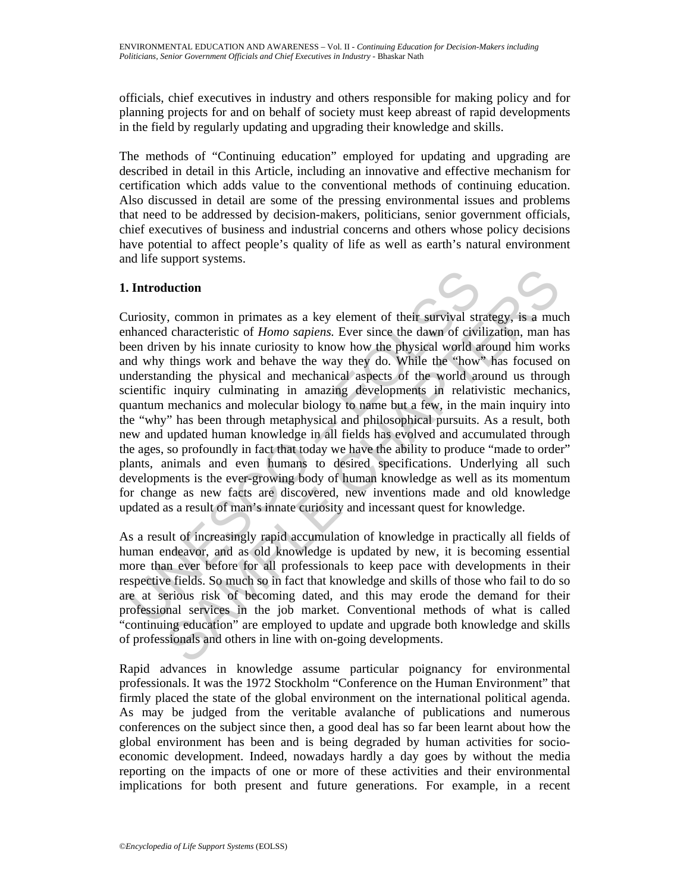officials, chief executives in industry and others responsible for making policy and for planning projects for and on behalf of society must keep abreast of rapid developments in the field by regularly updating and upgrading their knowledge and skills.

The methods of "Continuing education" employed for updating and upgrading are described in detail in this Article, including an innovative and effective mechanism for certification which adds value to the conventional methods of continuing education. Also discussed in detail are some of the pressing environmental issues and problems that need to be addressed by decision-makers, politicians, senior government officials, chief executives of business and industrial concerns and others whose policy decisions have potential to affect people's quality of life as well as earth's natural environment and life support systems.

## 1. Introduction

Curiosity, common in primates as a key element of their survival strategy, is a much enhanced characteristic of *Homo sapiens.* Ever since the dawn of civilization, man has been driven by his innate curiosity to know how the physical world around him works and why things work and behave the way they do. While the "how" has focused on understanding the physical and mechanical aspects of the world around us through scientific inquiry culminating in amazing developments in relativistic mechanics, quantum mechanics and molecular biology to name but a few, in the main inquiry into the "why" has been through metaphysical and philosophical pursuits. As a result, both new and updated human knowledge in all fields has evolved and accumulated through the ages, so profoundly in fact that today we have the ability to produce "made to order" plants, animals and even humans to desired specifications. Underlying all such developments is the ever-growing body of human knowledge as well as its momentum for change as new facts are discovered, new inventions made and old knowledge updated as a result of man's innate curiosity and incessant quest for knowledge.

As a result of increasingly rapid accumulation of knowledge in practically all fields of human endeavor, and as old knowledge is updated by new, it is becoming essential more than ever before for all professionals to keep pace with developments in their respective fields. So much so in fact that knowledge and skills of those who fail to do so are at serious risk of becoming dated, and this may erode the demand for their professional services in the job market. Conventional methods of what is called "continuing education" are employed to update and upgrade both knowledge and skills of professionals and others in line with on-going developments.

Rapid advances in knowledge assume particular poignancy for environmental professionals. It was the 1972 Stockholm "Conference on the Human Environment" that firmly placed the state of the global environment on the international political agenda. As may be judged from the veritable avalanche of publications and numerous conferences on the subject since then, a good deal has so far been learnt about how the global environment has been and is being degraded by human activities for socio-economic development. Indeed, nowadays hardly a day goes by without the media reporting on the impacts of one or more of these activities and their environmental implications for both present and future generations. For example, in a recent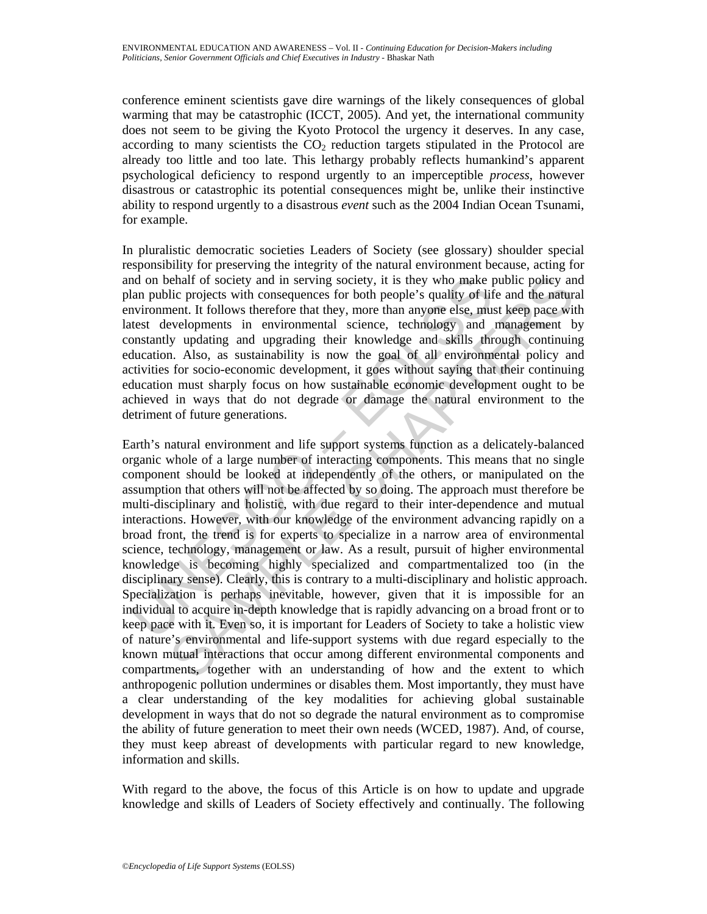conference eminent scientists gave dire warnings of the likely consequences of global warming that may be catastrophic (ICCT, 2005). And yet, the international community does not seem to be giving the Kyoto Protocol the urgency it deserves. In any case, according to many scientists the $CO_2$ reduction targets stipulated in the Protocol are already too little and too late. This lethargy probably reflects humankind's apparent psychological deficiency to respond urgently to an imperceptible *process*, however disastrous or catastrophic its potential consequences might be, unlike their instinctive ability to respond urgently to a disastrous *event* such as the 2004 Indian Ocean Tsunami, for example.

In pluralistic democratic societies Leaders of Society (see glossary) shoulder special responsibility for preserving the integrity of the natural environment because, acting for and on behalf of society and in serving society, it is they who make public policy and plan public projects with consequences for both people's quality of life and the natural environment. It follows therefore that they, more than anyone else, must keep pace with latest developments in environmental science, technology and management by constantly updating and upgrading their knowledge and skills through continuing education. Also, as sustainability is now the goal of all environmental policy and activities for socio-economic development, it goes without saying that their continuing education must sharply focus on how sustainable economic development ought to be achieved in ways that do not degrade or damage the natural environment to the detriment of future generations.

Earth's natural environment and life support systems function as a delicately-balanced organic whole of a large number of interacting components. This means that no single component should be looked at independently of the others, or manipulated on the assumption that others will not be affected by so doing. The approach must therefore be multi-disciplinary and holistic, with due regard to their inter-dependence and mutual interactions. However, with our knowledge of the environment advancing rapidly on a broad front, the trend is for experts to specialize in a narrow area of environmental science, technology, management or law. As a result, pursuit of higher environmental knowledge is becoming highly specialized and compartmentalized too (in the disciplinary sense). Clearly, this is contrary to a multi-disciplinary and holistic approach. Specialization is perhaps inevitable, however, given that it is impossible for an individual to acquire in-depth knowledge that is rapidly advancing on a broad front or to keep pace with it. Even so, it is important for Leaders of Society to take a holistic view of nature's environmental and life-support systems with due regard especially to the known mutual interactions that occur among different environmental components and compartments, together with an understanding of how and the extent to which anthropogenic pollution undermines or disables them. Most importantly, they must have a clear understanding of the key modalities for achieving global sustainable development in ways that do not so degrade the natural environment as to compromise the ability of future generation to meet their own needs (WCED, 1987). And, of course, they must keep abreast of developments with particular regard to new knowledge, information and skills.

With regard to the above, the focus of this Article is on how to update and upgrade knowledge and skills of Leaders of Society effectively and continually. The following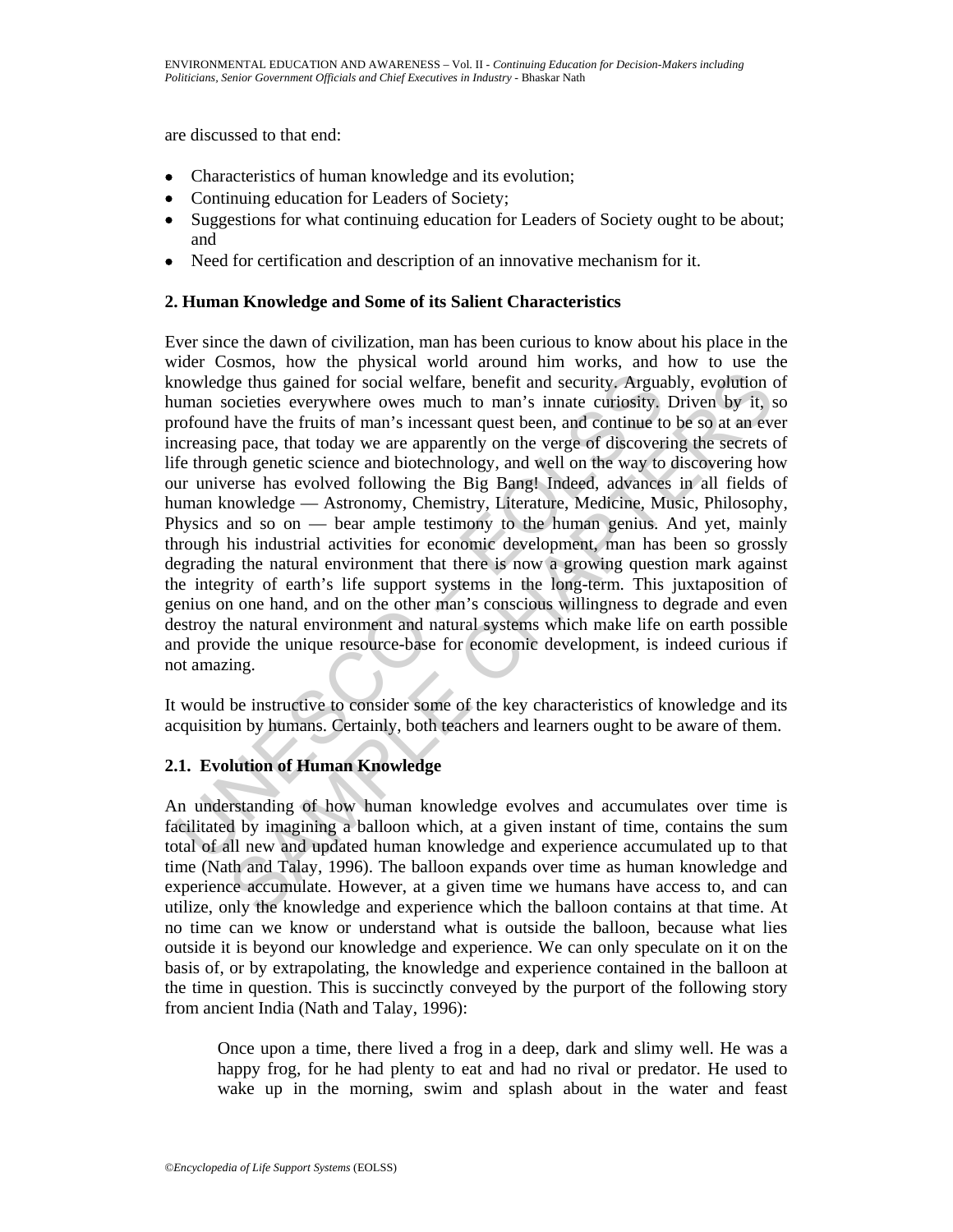are discussed to that end:

- Characteristics of human knowledge and its evolution;
- Continuing education for Leaders of Society;
- Suggestions for what continuing education for Leaders of Society ought to be about; and
- Need for certification and description of an innovative mechanism for it.

## 2. Human Knowledge and Some of its Salient Characteristics

Ever since the dawn of civilization, man has been curious to know about his place in the wider Cosmos, how the physical world around him works, and how to use the knowledge thus gained for social welfare, benefit and security. Arguably, evolution of human societies everywhere owes much to man's innate curiosity. Driven by it, so profound have the fruits of man's incessant quest been, and continue to be so at an ever increasing pace, that today we are apparently on the verge of discovering the secrets of life through genetic science and biotechnology, and well on the way to discovering how our universe has evolved following the Big Bang! Indeed, advances in all fields of human knowledge — Astronomy, Chemistry, Literature, Medicine, Music, Philosophy, Physics and so on — bear ample testimony to the human genius. And yet, mainly through his industrial activities for economic development, man has been so grossly degrading the natural environment that there is now a growing question mark against the integrity of earth's life support systems in the long-term. This juxtaposition of genius on one hand, and on the other man's conscious willingness to degrade and even destroy the natural environment and natural systems which make life on earth possible and provide the unique resource-base for economic development, is indeed curious if not amazing.

It would be instructive to consider some of the key characteristics of knowledge and its acquisition by humans. Certainly, both teachers and learners ought to be aware of them.

### 2.1. Evolution of Human Knowledge

An understanding of how human knowledge evolves and accumulates over time is facilitated by imagining a balloon which, at a given instant of time, contains the sum total of all new and updated human knowledge and experience accumulated up to that time (Nath and Talay, 1996). The balloon expands over time as human knowledge and experience accumulate. However, at a given time we humans have access to, and can utilize, only the knowledge and experience which the balloon contains at that time. At no time can we know or understand what is outside the balloon, because what lies outside it is beyond our knowledge and experience. We can only speculate on it on the basis of, or by extrapolating, the knowledge and experience contained in the balloon at the time in question. This is succinctly conveyed by the purport of the following story from ancient India (Nath and Talay, 1996):

> Once upon a time, there lived a frog in a deep, dark and slimy well. He was a happy frog, for he had plenty to eat and had no rival or predator. He used to wake up in the morning, swim and splash about in the water and feast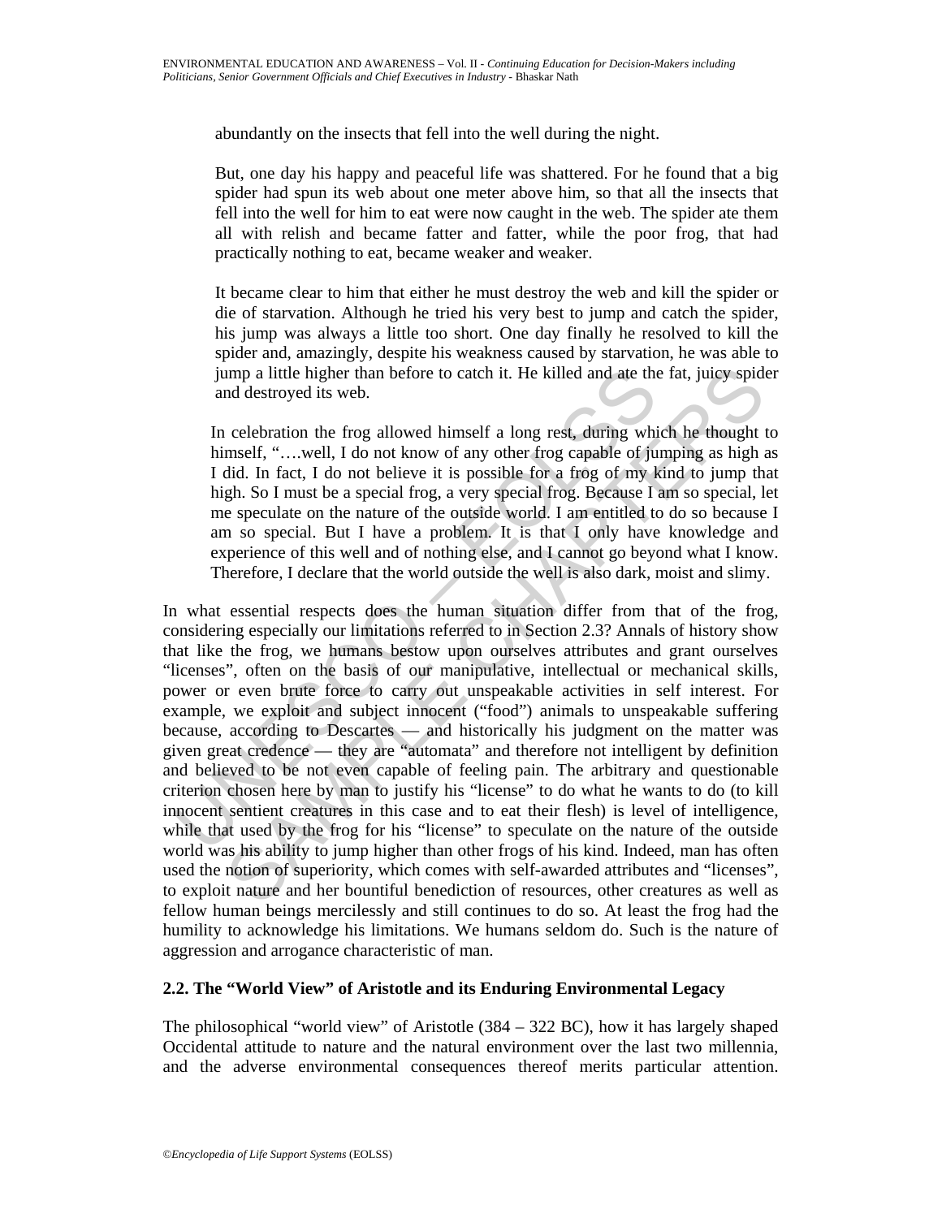abundantly on the insects that fell into the well during the night.

> But, one day his happy and peaceful life was shattered. For he found that a big spider had spun its web about one meter above him, so that all the insects that fell into the well for him to eat were now caught in the web. The spider ate them all with relish and became fatter and fatter, while the poor frog, that had practically nothing to eat, became weaker and weaker.
>
> It became clear to him that either he must destroy the web and kill the spider or die of starvation. Although he tried his very best to jump and catch the spider, his jump was always a little too short. One day finally he resolved to kill the spider and, amazingly, despite his weakness caused by starvation, he was able to jump a little higher than before to catch it. He killed and ate the fat, juicy spider and destroyed its web.
>
> In celebration the frog allowed himself a long rest, during which he thought to himself, "….well, I do not know of any other frog capable of jumping as high as I did. In fact, I do not believe it is possible for a frog of my kind to jump that high. So I must be a special frog, a very special frog. Because I am so special, let me speculate on the nature of the outside world. I am entitled to do so because I am so special. But I have a problem. It is that I only have knowledge and experience of this well and of nothing else, and I cannot go beyond what I know. Therefore, I declare that the world outside the well is also dark, moist and slimy.

In what essential respects does the human situation differ from that of the frog, considering especially our limitations referred to in Section 2.3? Annals of history show that like the frog, we humans bestow upon ourselves attributes and grant ourselves "licenses", often on the basis of our manipulative, intellectual or mechanical skills, power or even brute force to carry out unspeakable activities in self interest. For example, we exploit and subject innocent ("food") animals to unspeakable suffering because, according to Descartes — and historically his judgment on the matter was given great credence — they are "automata" and therefore not intelligent by definition and believed to be not even capable of feeling pain. The arbitrary and questionable criterion chosen here by man to justify his "license" to do what he wants to do (to kill innocent sentient creatures in this case and to eat their flesh) is level of intelligence, while that used by the frog for his "license" to speculate on the nature of the outside world was his ability to jump higher than other frogs of his kind. Indeed, man has often used the notion of superiority, which comes with self-awarded attributes and "licenses", to exploit nature and her bountiful benediction of resources, other creatures as well as fellow human beings mercilessly and still continues to do so. At least the frog had the humility to acknowledge his limitations. We humans seldom do. Such is the nature of aggression and arrogance characteristic of man.

## 2.2. The "World View" of Aristotle and its Enduring Environmental Legacy

The philosophical "world view" of Aristotle (384 – 322 BC), how it has largely shaped Occidental attitude to nature and the natural environment over the last two millennia, and the adverse environmental consequences thereof merits particular attention.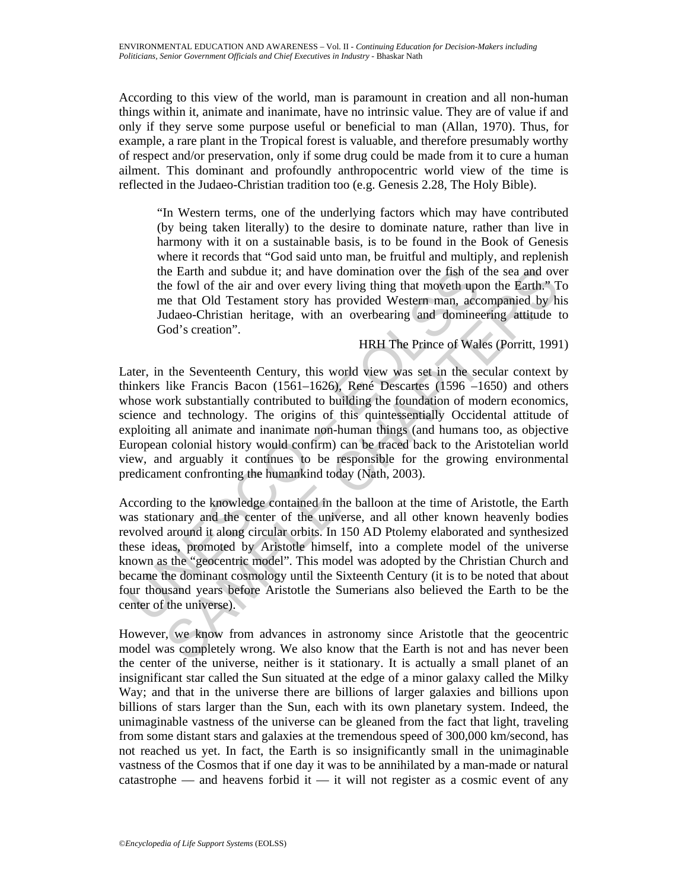According to this view of the world, man is paramount in creation and all non-human things within it, animate and inanimate, have no intrinsic value. They are of value if and only if they serve some purpose useful or beneficial to man (Allan, 1970). Thus, for example, a rare plant in the Tropical forest is valuable, and therefore presumably worthy of respect and/or preservation, only if some drug could be made from it to cure a human ailment. This dominant and profoundly anthropocentric world view of the time is reflected in the Judaeo-Christian tradition too (e.g. Genesis 2.28, The Holy Bible).

> "In Western terms, one of the underlying factors which may have contributed (by being taken literally) to the desire to dominate nature, rather than live in harmony with it on a sustainable basis, is to be found in the Book of Genesis where it records that "God said unto man, be fruitful and multiply, and replenish the Earth and subdue it; and have domination over the fish of the sea and over the fowl of the air and over every living thing that moveth upon the Earth." To me that Old Testament story has provided Western man, accompanied by his Judaeo-Christian heritage, with an overbearing and domineering attitude to God's creation".
>
> HRH The Prince of Wales (Porritt, 1991)

Later, in the Seventeenth Century, this world view was set in the secular context by thinkers like Francis Bacon (1561–1626), René Descartes (1596 –1650) and others whose work substantially contributed to building the foundation of modern economics, science and technology. The origins of this quintessentially Occidental attitude of exploiting all animate and inanimate non-human things (and humans too, as objective European colonial history would confirm) can be traced back to the Aristotelian world view, and arguably it continues to be responsible for the growing environmental predicament confronting the humankind today (Nath, 2003).

According to the knowledge contained in the balloon at the time of Aristotle, the Earth was stationary and the center of the universe, and all other known heavenly bodies revolved around it along circular orbits. In 150 AD Ptolemy elaborated and synthesized these ideas, promoted by Aristotle himself, into a complete model of the universe known as the "geocentric model". This model was adopted by the Christian Church and became the dominant cosmology until the Sixteenth Century (it is to be noted that about four thousand years before Aristotle the Sumerians also believed the Earth to be the center of the universe).

However, we know from advances in astronomy since Aristotle that the geocentric model was completely wrong. We also know that the Earth is not and has never been the center of the universe, neither is it stationary. It is actually a small planet of an insignificant star called the Sun situated at the edge of a minor galaxy called the Milky Way; and that in the universe there are billions of larger galaxies and billions upon billions of stars larger than the Sun, each with its own planetary system. Indeed, the unimaginable vastness of the universe can be gleaned from the fact that light, traveling from some distant stars and galaxies at the tremendous speed of 300,000 km/second, has not reached us yet. In fact, the Earth is so insignificantly small in the unimaginable vastness of the Cosmos that if one day it was to be annihilated by a man-made or natural catastrophe — and heavens forbid it — it will not register as a cosmic event of any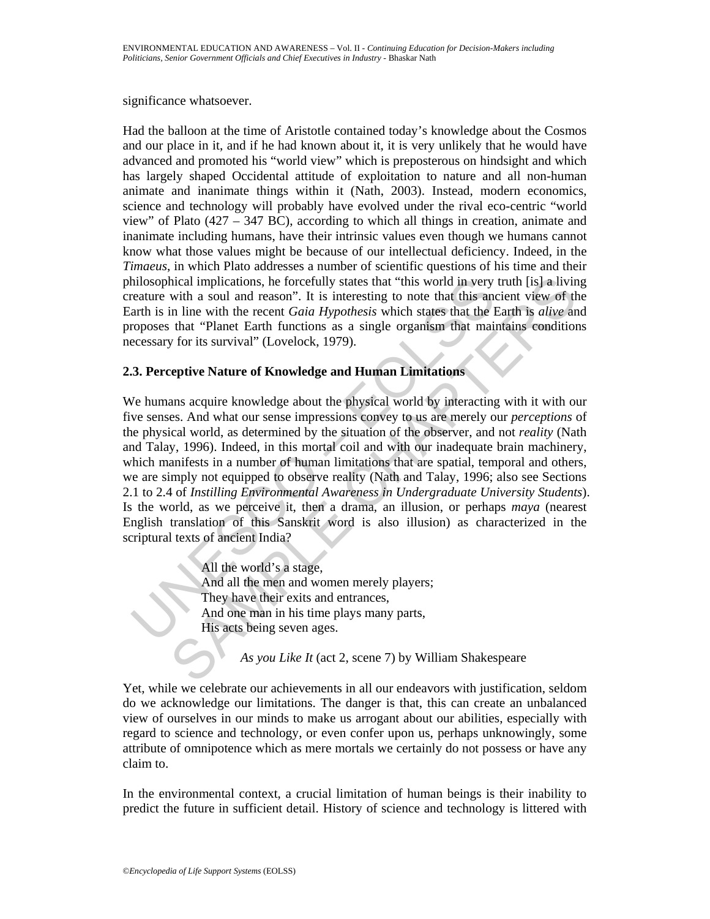significance whatsoever.

Had the balloon at the time of Aristotle contained today's knowledge about the Cosmos and our place in it, and if he had known about it, it is very unlikely that he would have advanced and promoted his "world view" which is preposterous on hindsight and which has largely shaped Occidental attitude of exploitation to nature and all non-human animate and inanimate things within it (Nath, 2003). Instead, modern economics, science and technology will probably have evolved under the rival eco-centric "world view" of Plato (427 – 347 BC), according to which all things in creation, animate and inanimate including humans, have their intrinsic values even though we humans cannot know what those values might be because of our intellectual deficiency. Indeed, in the *Timaeus*, in which Plato addresses a number of scientific questions of his time and their philosophical implications, he forcefully states that "this world in very truth [is] a living creature with a soul and reason". It is interesting to note that this ancient view of the Earth is in line with the recent *Gaia Hypothesis* which states that the Earth is *alive* and proposes that "Planet Earth functions as a single organism that maintains conditions necessary for its survival" (Lovelock, 1979).

### 2.3. Perceptive Nature of Knowledge and Human Limitations

We humans acquire knowledge about the physical world by interacting with it with our five senses. And what our sense impressions convey to us are merely our *perceptions* of the physical world, as determined by the situation of the observer, and not *reality* (Nath and Talay, 1996). Indeed, in this mortal coil and with our inadequate brain machinery, which manifests in a number of human limitations that are spatial, temporal and others, we are simply not equipped to observe reality (Nath and Talay, 1996; also see Sections 2.1 to 2.4 of *Instilling Environmental Awareness in Undergraduate University Students*). Is the world, as we perceive it, then a drama, an illusion, or perhaps *maya* (nearest English translation of this Sanskrit word is also illusion) as characterized in the scriptural texts of ancient India?

> All the world's a stage,
> And all the men and women merely players;
> They have their exits and entrances,
> And one man in his time plays many parts,
> His acts being seven ages.
>
> *As you Like It* (act 2, scene 7) by William Shakespeare

Yet, while we celebrate our achievements in all our endeavors with justification, seldom do we acknowledge our limitations. The danger is that, this can create an unbalanced view of ourselves in our minds to make us arrogant about our abilities, especially with regard to science and technology, or even confer upon us, perhaps unknowingly, some attribute of omnipotence which as mere mortals we certainly do not possess or have any claim to.

In the environmental context, a crucial limitation of human beings is their inability to predict the future in sufficient detail. History of science and technology is littered with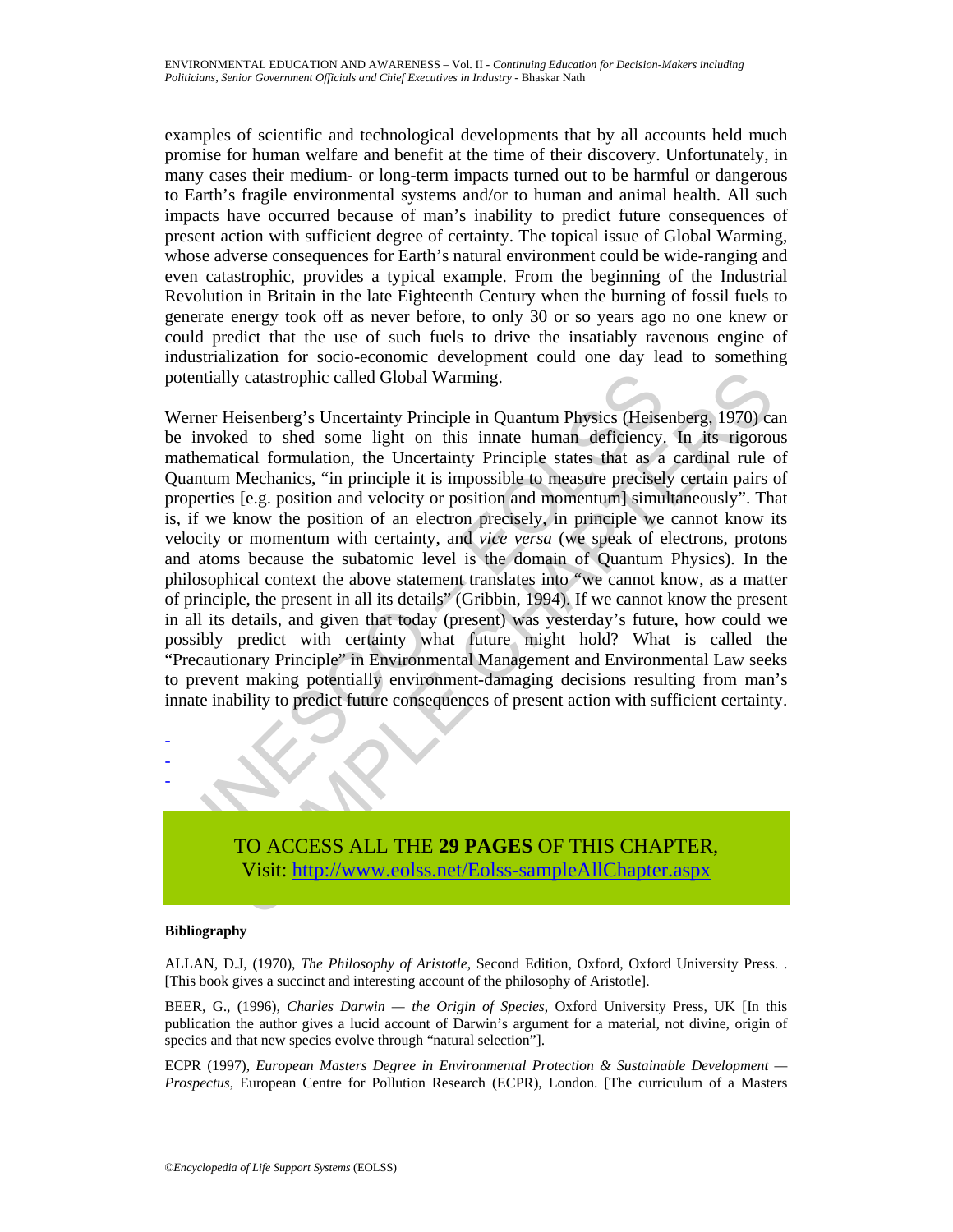examples of scientific and technological developments that by all accounts held much promise for human welfare and benefit at the time of their discovery. Unfortunately, in many cases their medium- or long-term impacts turned out to be harmful or dangerous to Earth's fragile environmental systems and/or to human and animal health. All such impacts have occurred because of man's inability to predict future consequences of present action with sufficient degree of certainty. The topical issue of Global Warming, whose adverse consequences for Earth's natural environment could be wide-ranging and even catastrophic, provides a typical example. From the beginning of the Industrial Revolution in Britain in the late Eighteenth Century when the burning of fossil fuels to generate energy took off as never before, to only 30 or so years ago no one knew or could predict that the use of such fuels to drive the insatiably ravenous engine of industrialization for socio-economic development could one day lead to something potentially catastrophic called Global Warming.

Werner Heisenberg's Uncertainty Principle in Quantum Physics (Heisenberg, 1970) can be invoked to shed some light on this innate human deficiency. In its rigorous mathematical formulation, the Uncertainty Principle states that as a cardinal rule of Quantum Mechanics, "in principle it is impossible to measure precisely certain pairs of properties [e.g. position and velocity or position and momentum] simultaneously". That is, if we know the position of an electron precisely, in principle we cannot know its velocity or momentum with certainty, and *vice versa* (we speak of electrons, protons and atoms because the subatomic level is the domain of Quantum Physics). In the philosophical context the above statement translates into "we cannot know, as a matter of principle, the present in all its details" (Gribbin, 1994). If we cannot know the present in all its details, and given that today (present) was yesterday's future, how could we possibly predict with certainty what future might hold? What is called the "Precautionary Principle" in Environmental Management and Environmental Law seeks to prevent making potentially environment-damaging decisions resulting from man's innate inability to predict future consequences of present action with sufficient certainty.

-
-
-

TO ACCESS ALL THE **29 PAGES** OF THIS CHAPTER,
Visit: http://www.eolss.net/Eolss-sampleAllChapter.aspx

**Bibliography**

ALLAN, D.J, (1970), *The Philosophy of Aristotle*, Second Edition, Oxford, Oxford University Press. . [This book gives a succinct and interesting account of the philosophy of Aristotle].

BEER, G., (1996), *Charles Darwin — the Origin of Species*, Oxford University Press, UK [In this publication the author gives a lucid account of Darwin's argument for a material, not divine, origin of species and that new species evolve through "natural selection"].

ECPR (1997), *European Masters Degree in Environmental Protection & Sustainable Development — Prospectus*, European Centre for Pollution Research (ECPR), London. [The curriculum of a Masters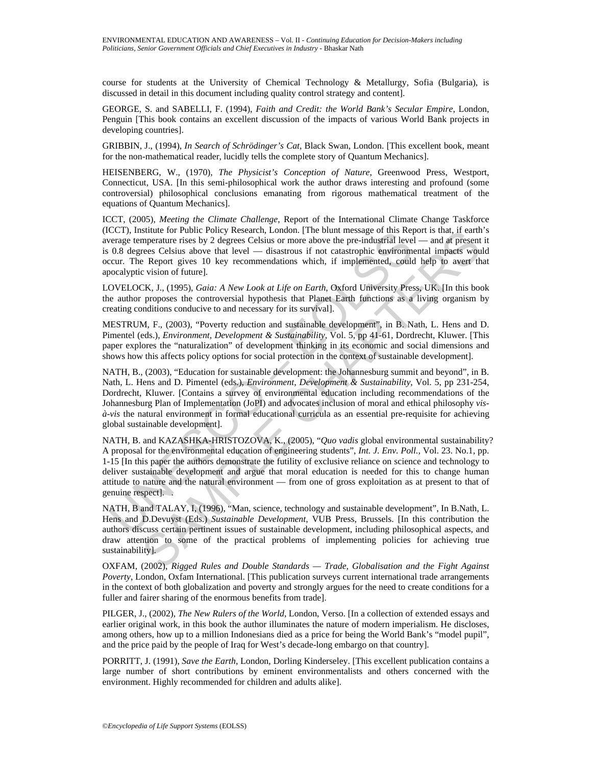course for students at the University of Chemical Technology & Metallurgy, Sofia (Bulgaria), is discussed in detail in this document including quality control strategy and content].

GEORGE, S. and SABELLI, F. (1994), *Faith and Credit: the World Bank's Secular Empire*, London, Penguin [This book contains an excellent discussion of the impacts of various World Bank projects in developing countries].

GRIBBIN, J., (1994), *In Search of Schrödinger's Cat*, Black Swan, London. [This excellent book, meant for the non-mathematical reader, lucidly tells the complete story of Quantum Mechanics].

HEISENBERG, W., (1970), *The Physicist's Conception of Nature*, Greenwood Press, Westport, Connecticut, USA. [In this semi-philosophical work the author draws interesting and profound (some controversial) philosophical conclusions emanating from rigorous mathematical treatment of the equations of Quantum Mechanics].

ICCT, (2005), *Meeting the Climate Challenge*, Report of the International Climate Change Taskforce (ICCT), Institute for Public Policy Research, London. [The blunt message of this Report is that, if earth's average temperature rises by 2 degrees Celsius or more above the pre-industrial level — and at present it is 0.8 degrees Celsius above that level — disastrous if not catastrophic environmental impacts would occur. The Report gives 10 key recommendations which, if implemented, could help to avert that apocalyptic vision of future].

LOVELOCK, J., (1995), *Gaia: A New Look at Life on Earth*, Oxford University Press, UK. [In this book the author proposes the controversial hypothesis that Planet Earth functions as a living organism by creating conditions conducive to and necessary for its survival].

MESTRUM, F., (2003), "Poverty reduction and sustainable development", in B. Nath, L. Hens and D. Pimentel (eds.), *Environment, Development & Sustainability*, Vol. 5, pp 41-61, Dordrecht, Kluwer. [This paper explores the "naturalization" of development thinking in its economic and social dimensions and shows how this affects policy options for social protection in the context of sustainable development].

NATH, B., (2003), "Education for sustainable development: the Johannesburg summit and beyond", in B. Nath, L. Hens and D. Pimentel (eds.), *Environment, Development & Sustainability*, Vol. 5, pp 231-254, Dordrecht, Kluwer. [Contains a survey of environmental education including recommendations of the Johannesburg Plan of Implementation (JoPI) and advocates inclusion of moral and ethical philosophy *vis-à-vis* the natural environment in formal educational curricula as an essential pre-requisite for achieving global sustainable development].

NATH, B. and KAZASHKA-HRISTOZOVA, K., (2005), "*Quo vadis* global environmental sustainability? A proposal for the environmental education of engineering students", *Int. J. Env. Poll.*, Vol. 23. No.1, pp. 1-15 [In this paper the authors demonstrate the futility of exclusive reliance on science and technology to deliver sustainable development and argue that moral education is needed for this to change human attitude to nature and the natural environment — from one of gross exploitation as at present to that of genuine respect]. .

NATH, B and TALAY, I, (1996), "Man, science, technology and sustainable development", In B.Nath, L. Hens and D.Devuyst (Eds.) *Sustainable Development*, VUB Press, Brussels. [In this contribution the authors discuss certain pertinent issues of sustainable development, including philosophical aspects, and draw attention to some of the practical problems of implementing policies for achieving true sustainability].

OXFAM, (2002), *Rigged Rules and Double Standards — Trade, Globalisation and the Fight Against Poverty*, London, Oxfam International. [This publication surveys current international trade arrangements in the context of both globalization and poverty and strongly argues for the need to create conditions for a fuller and fairer sharing of the enormous benefits from trade].

PILGER, J., (2002), *The New Rulers of the World*, London, Verso. [In a collection of extended essays and earlier original work, in this book the author illuminates the nature of modern imperialism. He discloses, among others, how up to a million Indonesians died as a price for being the World Bank's "model pupil", and the price paid by the people of Iraq for West's decade-long embargo on that country].

PORRITT, J. (1991), *Save the Earth*, London, Dorling Kinderseley. [This excellent publication contains a large number of short contributions by eminent environmentalists and others concerned with the environment. Highly recommended for children and adults alike].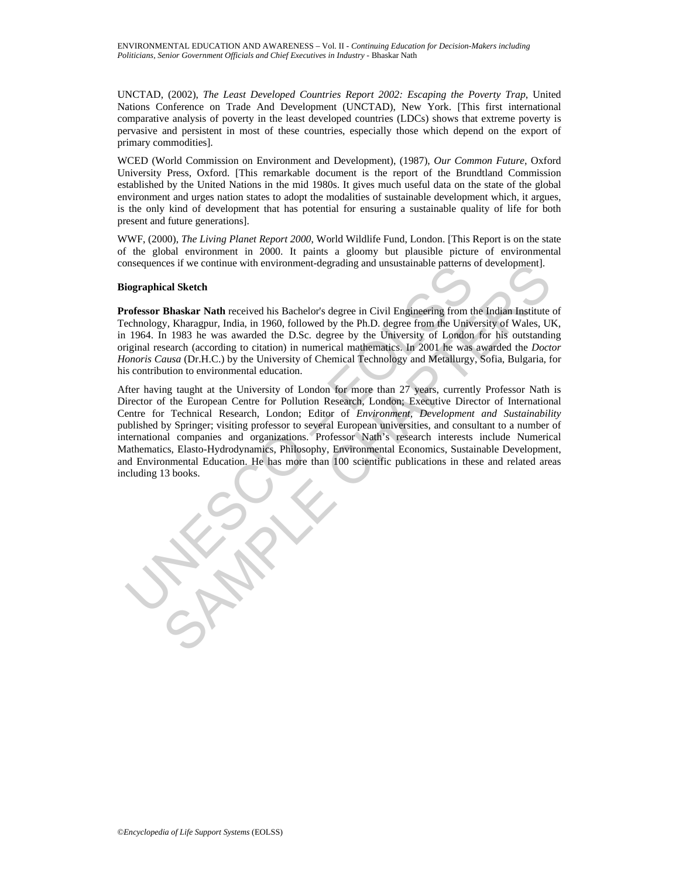UNCTAD, (2002), *The Least Developed Countries Report 2002: Escaping the Poverty Trap*, United Nations Conference on Trade And Development (UNCTAD), New York. [This first international comparative analysis of poverty in the least developed countries (LDCs) shows that extreme poverty is pervasive and persistent in most of these countries, especially those which depend on the export of primary commodities].

WCED (World Commission on Environment and Development), (1987), *Our Common Future*, Oxford University Press, Oxford. [This remarkable document is the report of the Brundtland Commission established by the United Nations in the mid 1980s. It gives much useful data on the state of the global environment and urges nation states to adopt the modalities of sustainable development which, it argues, is the only kind of development that has potential for ensuring a sustainable quality of life for both present and future generations].

WWF, (2000), *The Living Planet Report 2000*, World Wildlife Fund, London. [This Report is on the state of the global environment in 2000. It paints a gloomy but plausible picture of environmental consequences if we continue with environment-degrading and unsustainable patterns of development].

**Biographical Sketch**

**Professor Bhaskar Nath** received his Bachelor's degree in Civil Engineering from the Indian Institute of Technology, Kharagpur, India, in 1960, followed by the Ph.D. degree from the University of Wales, UK, in 1964. In 1983 he was awarded the D.Sc. degree by the University of London for his outstanding original research (according to citation) in numerical mathematics. In 2001 he was awarded the *Doctor Honoris Causa* (Dr.H.C.) by the University of Chemical Technology and Metallurgy, Sofia, Bulgaria, for his contribution to environmental education.

After having taught at the University of London for more than 27 years, currently Professor Nath is Director of the European Centre for Pollution Research, London; Executive Director of International Centre for Technical Research, London; Editor of *Environment, Development and Sustainability* published by Springer; visiting professor to several European universities, and consultant to a number of international companies and organizations. Professor Nath's research interests include Numerical Mathematics, Elasto-Hydrodynamics, Philosophy, Environmental Economics, Sustainable Development, and Environmental Education. He has more than 100 scientific publications in these and related areas including 13 books.